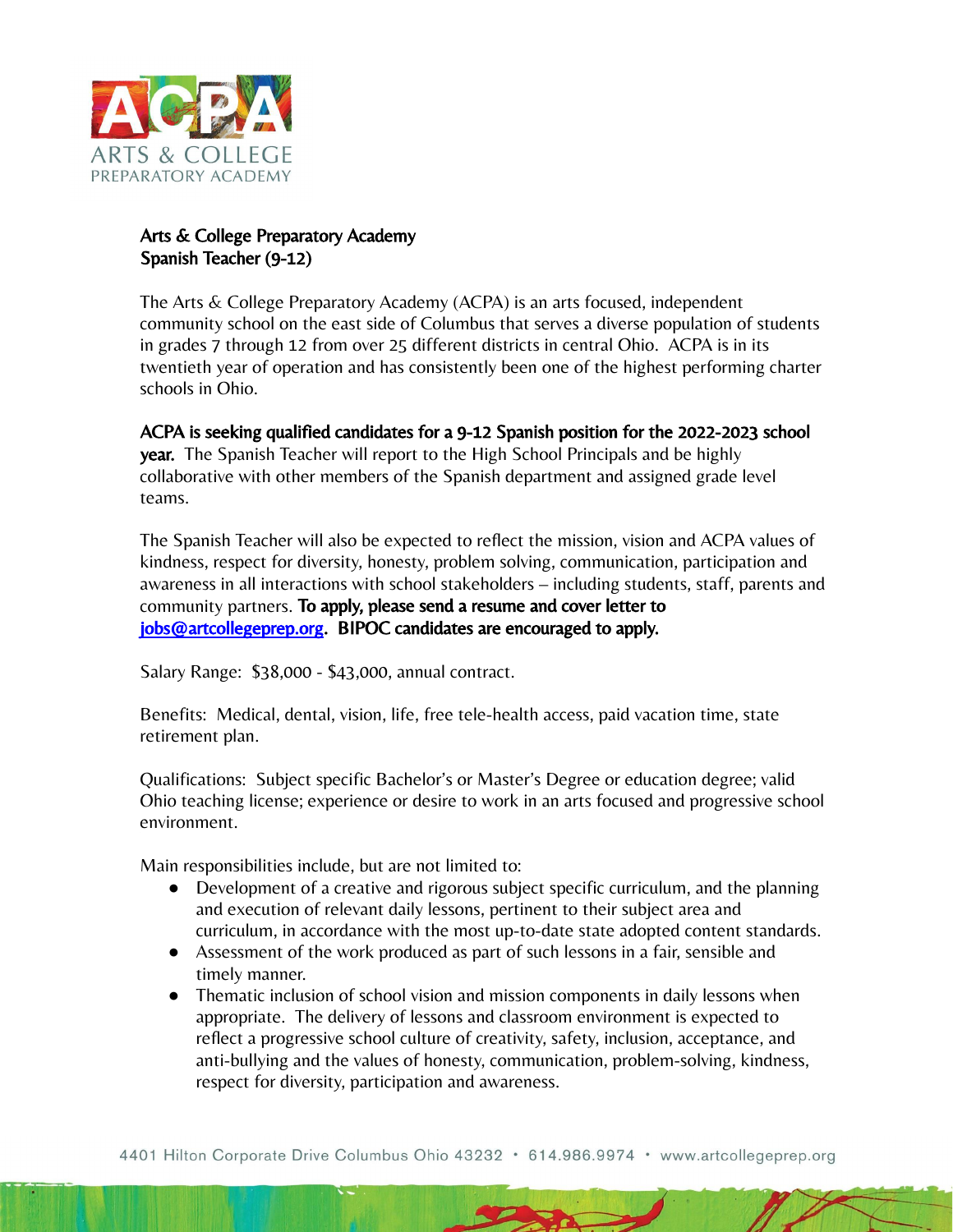# Arts & College Preparatory Academy
## Spanish Teacher (9-12)

The Arts & College Preparatory Academy (ACPA) is an arts focused, independent community school on the east side of Columbus that serves a diverse population of students in grades 7 through 12 from over 25 different districts in central Ohio. ACPA is in its twentieth year of operation and has consistently been one of the highest performing charter schools in Ohio.

**ACPA is seeking qualified candidates for a 9-12 Spanish position for the 2022-2023 school year.** The Spanish Teacher will report to the High School Principals and be highly collaborative with other members of the Spanish department and assigned grade level teams.

The Spanish Teacher will also be expected to reflect the mission, vision and ACPA values of kindness, respect for diversity, honesty, problem solving, communication, participation and awareness in all interactions with school stakeholders – including students, staff, parents and community partners. **To apply, please send a resume and cover letter to jobs@artcollegeprep.org. BIPOC candidates are encouraged to apply.**

Salary Range: $38,000 - $43,000, annual contract.

Benefits: Medical, dental, vision, life, free tele-health access, paid vacation time, state retirement plan.

Qualifications: Subject specific Bachelor's or Master's Degree or education degree; valid Ohio teaching license; experience or desire to work in an arts focused and progressive school environment.

Main responsibilities include, but are not limited to:

- Development of a creative and rigorous subject specific curriculum, and the planning and execution of relevant daily lessons, pertinent to their subject area and curriculum, in accordance with the most up-to-date state adopted content standards.
- Assessment of the work produced as part of such lessons in a fair, sensible and timely manner.
- Thematic inclusion of school vision and mission components in daily lessons when appropriate. The delivery of lessons and classroom environment is expected to reflect a progressive school culture of creativity, safety, inclusion, acceptance, and anti-bullying and the values of honesty, communication, problem-solving, kindness, respect for diversity, participation and awareness.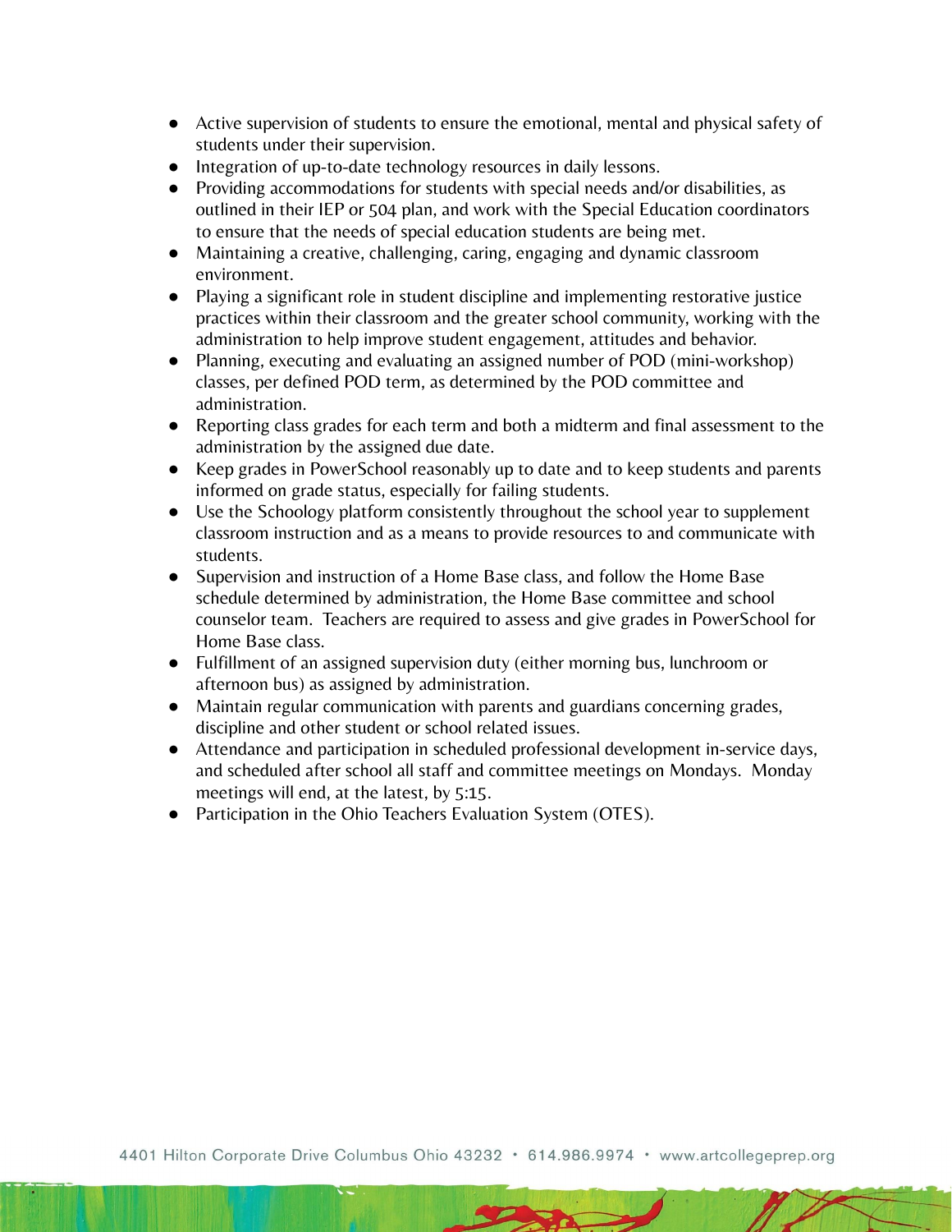- Active supervision of students to ensure the emotional, mental and physical safety of students under their supervision.
- Integration of up-to-date technology resources in daily lessons.
- Providing accommodations for students with special needs and/or disabilities, as outlined in their IEP or 504 plan, and work with the Special Education coordinators to ensure that the needs of special education students are being met.
- Maintaining a creative, challenging, caring, engaging and dynamic classroom environment.
- Playing a significant role in student discipline and implementing restorative justice practices within their classroom and the greater school community, working with the administration to help improve student engagement, attitudes and behavior.
- Planning, executing and evaluating an assigned number of POD (mini-workshop) classes, per defined POD term, as determined by the POD committee and administration.
- Reporting class grades for each term and both a midterm and final assessment to the administration by the assigned due date.
- Keep grades in PowerSchool reasonably up to date and to keep students and parents informed on grade status, especially for failing students.
- Use the Schoology platform consistently throughout the school year to supplement classroom instruction and as a means to provide resources to and communicate with students.
- Supervision and instruction of a Home Base class, and follow the Home Base schedule determined by administration, the Home Base committee and school counselor team. Teachers are required to assess and give grades in PowerSchool for Home Base class.
- Fulfillment of an assigned supervision duty (either morning bus, lunchroom or afternoon bus) as assigned by administration.
- Maintain regular communication with parents and guardians concerning grades, discipline and other student or school related issues.
- Attendance and participation in scheduled professional development in-service days, and scheduled after school all staff and committee meetings on Mondays. Monday meetings will end, at the latest, by 5:15.
- Participation in the Ohio Teachers Evaluation System (OTES).